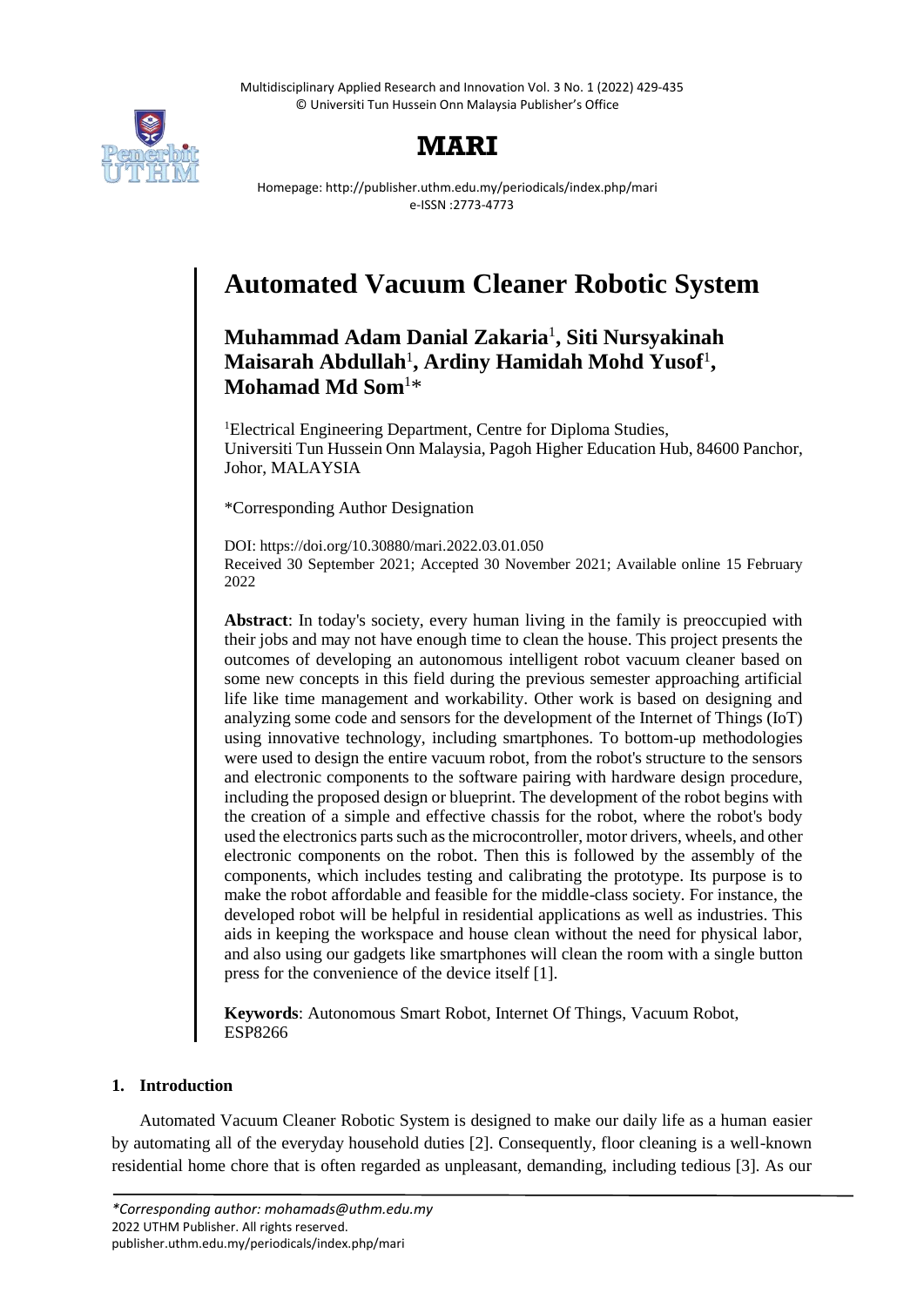# Automated Vacuum Cleaner Robotic System

**Muhammad Adam Danial Zakaria**[1], **Siti Nursyakinah Maisarah Abdullah**[1], **Ardiny Hamidah Mohd Yusof**[1], **Mohamad Md Som**[1]*

[1]Electrical Engineering Department, Centre for Diploma Studies, Universiti Tun Hussein Onn Malaysia, Pagoh Higher Education Hub, 84600 Panchor, Johor, MALAYSIA

*Corresponding Author Designation

DOI: https://doi.org/10.30880/mari.2022.03.01.050
Received 30 September 2021; Accepted 30 November 2021; Available online 15 February 2022

**Abstract**: In today's society, every human living in the family is preoccupied with their jobs and may not have enough time to clean the house. This project presents the outcomes of developing an autonomous intelligent robot vacuum cleaner based on some new concepts in this field during the previous semester approaching artificial life like time management and workability. Other work is based on designing and analyzing some code and sensors for the development of the Internet of Things (IoT) using innovative technology, including smartphones. To bottom-up methodologies were used to design the entire vacuum robot, from the robot's structure to the sensors and electronic components to the software pairing with hardware design procedure, including the proposed design or blueprint. The development of the robot begins with the creation of a simple and effective chassis for the robot, where the robot's body used the electronics parts such as the microcontroller, motor drivers, wheels, and other electronic components on the robot. Then this is followed by the assembly of the components, which includes testing and calibrating the prototype. Its purpose is to make the robot affordable and feasible for the middle-class society. For instance, the developed robot will be helpful in residential applications as well as industries. This aids in keeping the workspace and house clean without the need for physical labor, and also using our gadgets like smartphones will clean the room with a single button press for the convenience of the device itself [1].

**Keywords**: Autonomous Smart Robot, Internet Of Things, Vacuum Robot, ESP8266

## 1. Introduction

Automated Vacuum Cleaner Robotic System is designed to make our daily life as a human easier by automating all of the everyday household duties [2]. Consequently, floor cleaning is a well-known residential home chore that is often regarded as unpleasant, demanding, including tedious [3]. As our

*Corresponding author: mohamads@uthm.edu.my*
2022 UTHM Publisher. All rights reserved.
publisher.uthm.edu.my/periodicals/index.php/mari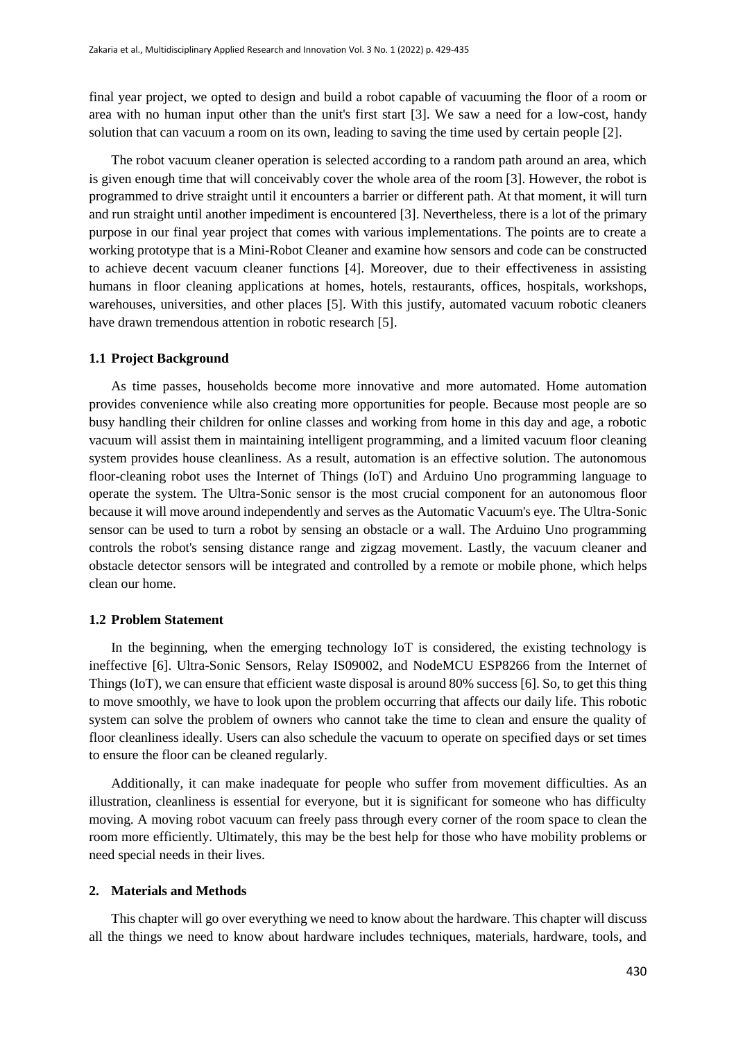final year project, we opted to design and build a robot capable of vacuuming the floor of a room or area with no human input other than the unit's first start [3]. We saw a need for a low-cost, handy solution that can vacuum a room on its own, leading to saving the time used by certain people [2].

The robot vacuum cleaner operation is selected according to a random path around an area, which is given enough time that will conceivably cover the whole area of the room [3]. However, the robot is programmed to drive straight until it encounters a barrier or different path. At that moment, it will turn and run straight until another impediment is encountered [3]. Nevertheless, there is a lot of the primary purpose in our final year project that comes with various implementations. The points are to create a working prototype that is a Mini-Robot Cleaner and examine how sensors and code can be constructed to achieve decent vacuum cleaner functions [4]. Moreover, due to their effectiveness in assisting humans in floor cleaning applications at homes, hotels, restaurants, offices, hospitals, workshops, warehouses, universities, and other places [5]. With this justify, automated vacuum robotic cleaners have drawn tremendous attention in robotic research [5].

### 1.1 Project Background

As time passes, households become more innovative and more automated. Home automation provides convenience while also creating more opportunities for people. Because most people are so busy handling their children for online classes and working from home in this day and age, a robotic vacuum will assist them in maintaining intelligent programming, and a limited vacuum floor cleaning system provides house cleanliness. As a result, automation is an effective solution. The autonomous floor-cleaning robot uses the Internet of Things (IoT) and Arduino Uno programming language to operate the system. The Ultra-Sonic sensor is the most crucial component for an autonomous floor because it will move around independently and serves as the Automatic Vacuum's eye. The Ultra-Sonic sensor can be used to turn a robot by sensing an obstacle or a wall. The Arduino Uno programming controls the robot's sensing distance range and zigzag movement. Lastly, the vacuum cleaner and obstacle detector sensors will be integrated and controlled by a remote or mobile phone, which helps clean our home.

### 1.2 Problem Statement

In the beginning, when the emerging technology IoT is considered, the existing technology is ineffective [6]. Ultra-Sonic Sensors, Relay IS09002, and NodeMCU ESP8266 from the Internet of Things (IoT), we can ensure that efficient waste disposal is around 80% success [6]. So, to get this thing to move smoothly, we have to look upon the problem occurring that affects our daily life. This robotic system can solve the problem of owners who cannot take the time to clean and ensure the quality of floor cleanliness ideally. Users can also schedule the vacuum to operate on specified days or set times to ensure the floor can be cleaned regularly.

Additionally, it can make inadequate for people who suffer from movement difficulties. As an illustration, cleanliness is essential for everyone, but it is significant for someone who has difficulty moving. A moving robot vacuum can freely pass through every corner of the room space to clean the room more efficiently. Ultimately, this may be the best help for those who have mobility problems or need special needs in their lives.

## 2. Materials and Methods

This chapter will go over everything we need to know about the hardware. This chapter will discuss all the things we need to know about hardware includes techniques, materials, hardware, tools, and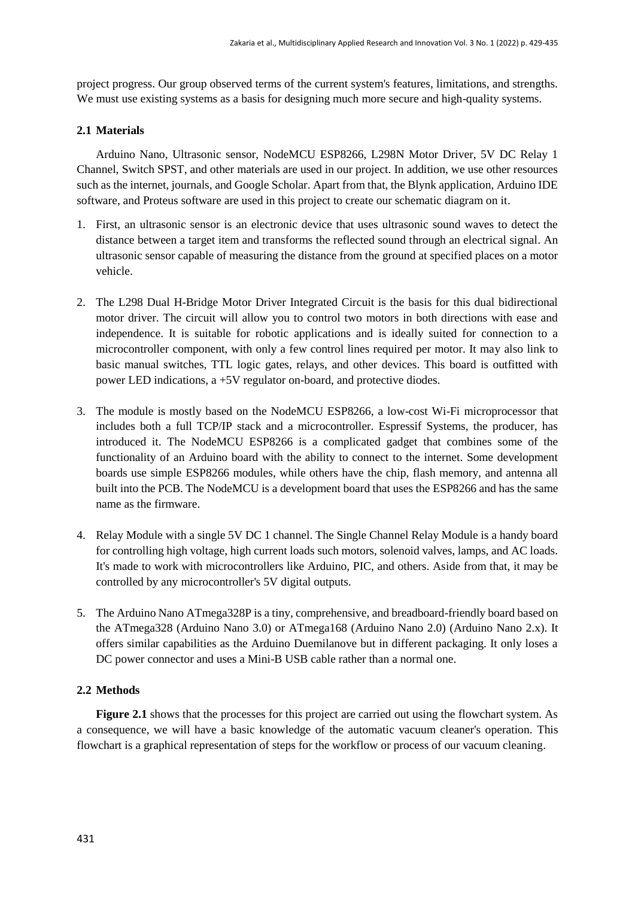project progress. Our group observed terms of the current system's features, limitations, and strengths. We must use existing systems as a basis for designing much more secure and high-quality systems.

### 2.1 Materials

Arduino Nano, Ultrasonic sensor, NodeMCU ESP8266, L298N Motor Driver, 5V DC Relay 1 Channel, Switch SPST, and other materials are used in our project. In addition, we use other resources such as the internet, journals, and Google Scholar. Apart from that, the Blynk application, Arduino IDE software, and Proteus software are used in this project to create our schematic diagram on it.

1. First, an ultrasonic sensor is an electronic device that uses ultrasonic sound waves to detect the distance between a target item and transforms the reflected sound through an electrical signal. An ultrasonic sensor capable of measuring the distance from the ground at specified places on a motor vehicle.

2. The L298 Dual H-Bridge Motor Driver Integrated Circuit is the basis for this dual bidirectional motor driver. The circuit will allow you to control two motors in both directions with ease and independence. It is suitable for robotic applications and is ideally suited for connection to a microcontroller component, with only a few control lines required per motor. It may also link to basic manual switches, TTL logic gates, relays, and other devices. This board is outfitted with power LED indications, a +5V regulator on-board, and protective diodes.

3. The module is mostly based on the NodeMCU ESP8266, a low-cost Wi-Fi microprocessor that includes both a full TCP/IP stack and a microcontroller. Espressif Systems, the producer, has introduced it. The NodeMCU ESP8266 is a complicated gadget that combines some of the functionality of an Arduino board with the ability to connect to the internet. Some development boards use simple ESP8266 modules, while others have the chip, flash memory, and antenna all built into the PCB. The NodeMCU is a development board that uses the ESP8266 and has the same name as the firmware.

4. Relay Module with a single 5V DC 1 channel. The Single Channel Relay Module is a handy board for controlling high voltage, high current loads such motors, solenoid valves, lamps, and AC loads. It's made to work with microcontrollers like Arduino, PIC, and others. Aside from that, it may be controlled by any microcontroller's 5V digital outputs.

5. The Arduino Nano ATmega328P is a tiny, comprehensive, and breadboard-friendly board based on the ATmega328 (Arduino Nano 3.0) or ATmega168 (Arduino Nano 2.0) (Arduino Nano 2.x). It offers similar capabilities as the Arduino Duemilanove but in different packaging. It only loses a DC power connector and uses a Mini-B USB cable rather than a normal one.

### 2.2 Methods

**Figure 2.1** shows that the processes for this project are carried out using the flowchart system. As a consequence, we will have a basic knowledge of the automatic vacuum cleaner's operation. This flowchart is a graphical representation of steps for the workflow or process of our vacuum cleaning.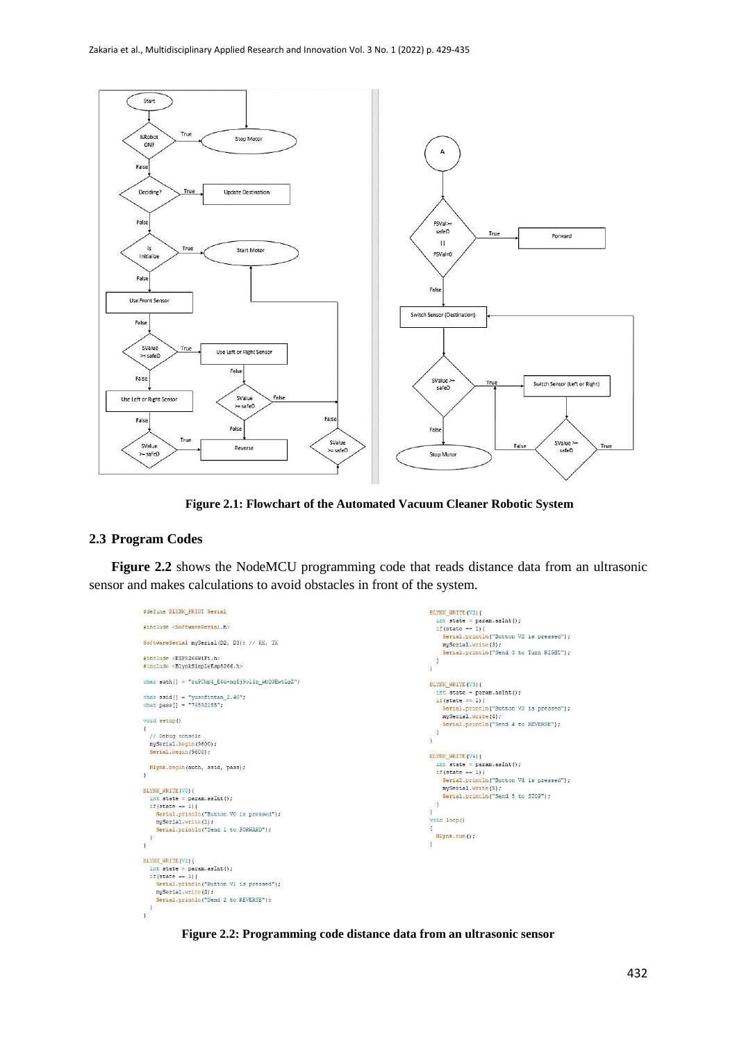Figure 2.1: Flowchart of the Automated Vacuum Cleaner Robotic System

### 2.3 Program Codes

**Figure 2.2** shows the NodeMCU programming code that reads distance data from an ultrasonic sensor and makes calculations to avoid obstacles in front of the system.

```
#define BLYNK_PRINT Serial

#include <SoftwareSerial.h>

SoftwareSerial mySerial(D2, D3); // RX, TX

#include <ESP8266WiFi.h>
#include <BlynkSimpleEsp8266.h>

char auth[] = "ruPCbp4_E4u-mqfj9o11n_wbQ3EwtLgZ";

char ssid[] = "yusofintan_2.4G";
char pass[] = "74593155";

void setup()
{
  // Debug console
  mySerial.begin(9600);
  Serial.begin(9600);

  Blynk.begin(auth, ssid, pass);
}

BLYNK_WRITE(V0){
  int state = param.asInt();
  if(state == 1){
    Serial.println("Button V0 is pressed");
    mySerial.write(1);
    Serial.println("Send 1 to FORWARD");
  }
}

BLYNK_WRITE(V1){
  int state = param.asInt();
  if(state == 1){
    Serial.println("Button V1 is pressed");
    mySerial.write(2);
    Serial.println("Send 2 to REVERSE");
  }
}

BLYNK_WRITE(V2){
  int state = param.asInt();
  if(state == 1){
    Serial.println("Button V2 is pressed");
    mySerial.write(3);
    Serial.println("Send 3 to Turn RIGHT");
  }
}

BLYNK_WRITE(V3){
  int state = param.asInt();
  if(state == 1){
    Serial.println("Button V3 is pressed");
    mySerial.write(4);
    Serial.println("Send 4 to REVERSE");
  }
}

BLYNK_WRITE(V4){
  int state = param.asInt();
  if(state == 1){
    Serial.println("Button V4 is pressed");
    mySerial.write(5);
    Serial.println("Send 5 to STOP");
  }
}
void loop()
{
  Blynk.run();
}
```

**Figure 2.2: Programming code distance data from an ultrasonic sensor**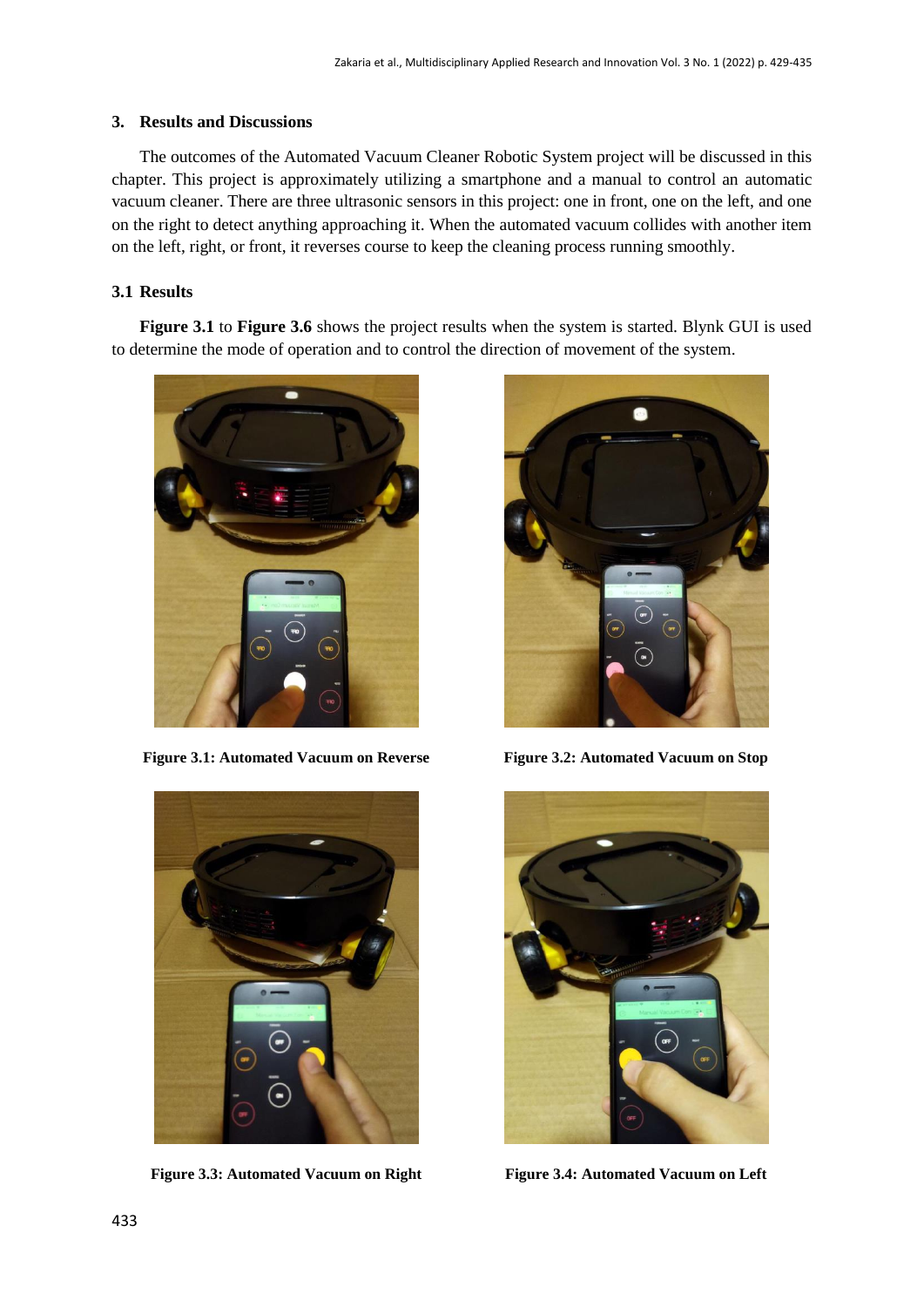## 3. Results and Discussions

The outcomes of the Automated Vacuum Cleaner Robotic System project will be discussed in this chapter. This project is approximately utilizing a smartphone and a manual to control an automatic vacuum cleaner. There are three ultrasonic sensors in this project: one in front, one on the left, and one on the right to detect anything approaching it. When the automated vacuum collides with another item on the left, right, or front, it reverses course to keep the cleaning process running smoothly.

### 3.1 Results

**Figure 3.1** to **Figure 3.6** shows the project results when the system is started. Blynk GUI is used to determine the mode of operation and to control the direction of movement of the system.

**Figure 3.1: Automated Vacuum on Reverse**

**Figure 3.2: Automated Vacuum on Stop**

**Figure 3.3: Automated Vacuum on Right**

**Figure 3.4: Automated Vacuum on Left**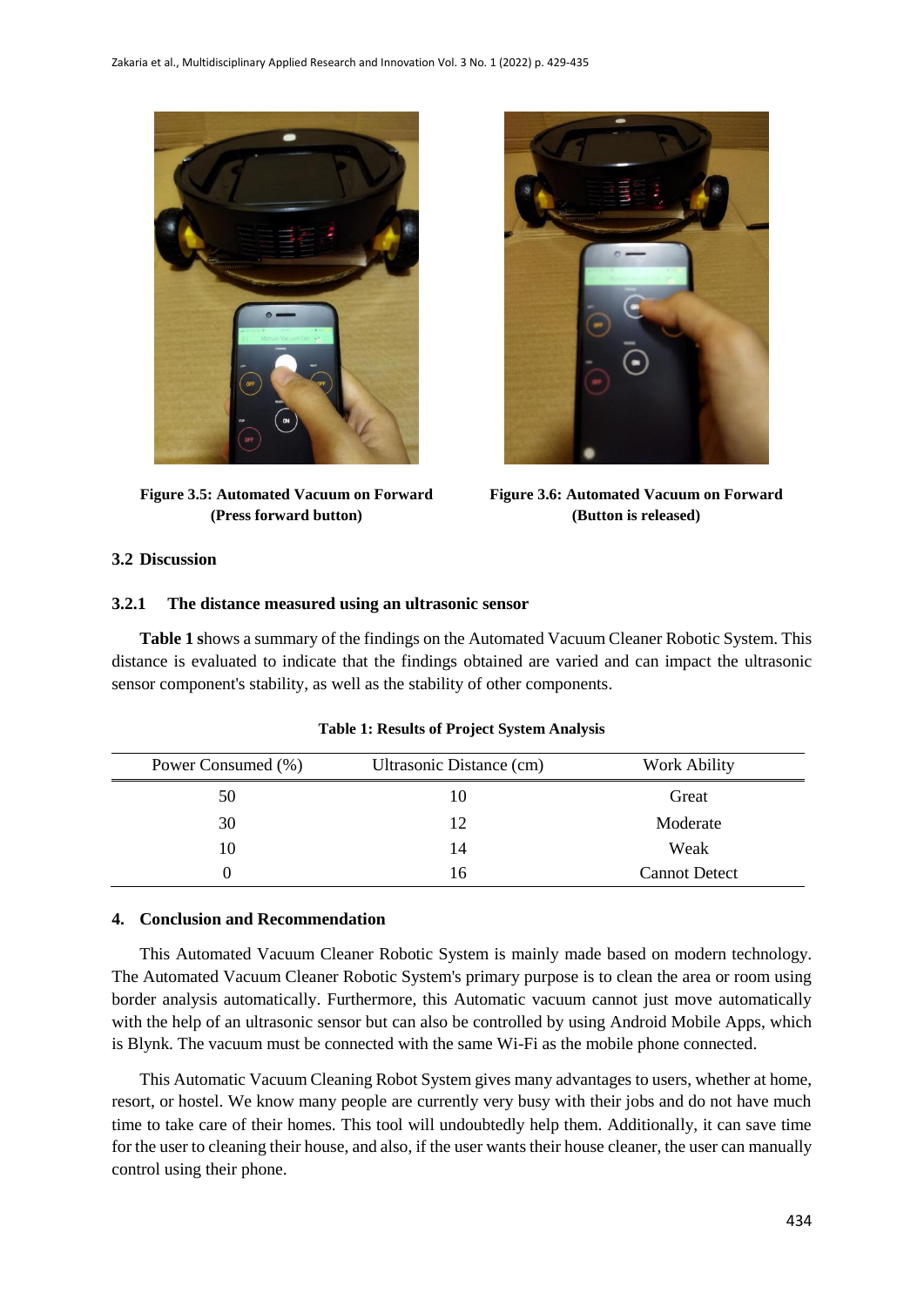**Figure 3.5: Automated Vacuum on Forward (Press forward button)**

**Figure 3.6: Automated Vacuum on Forward (Button is released)**

### 3.2 Discussion

#### 3.2.1 The distance measured using an ultrasonic sensor

**Table 1 s**hows a summary of the findings on the Automated Vacuum Cleaner Robotic System. This distance is evaluated to indicate that the findings obtained are varied and can impact the ultrasonic sensor component's stability, as well as the stability of other components.

**Table 1: Results of Project System Analysis**

| Power Consumed (%) | Ultrasonic Distance (cm) | Work Ability |
|---|---|---|
| 50 | 10 | Great |
| 30 | 12 | Moderate |
| 10 | 14 | Weak |
| 0 | 16 | Cannot Detect |

## 4. Conclusion and Recommendation

This Automated Vacuum Cleaner Robotic System is mainly made based on modern technology. The Automated Vacuum Cleaner Robotic System's primary purpose is to clean the area or room using border analysis automatically. Furthermore, this Automatic vacuum cannot just move automatically with the help of an ultrasonic sensor but can also be controlled by using Android Mobile Apps, which is Blynk. The vacuum must be connected with the same Wi-Fi as the mobile phone connected.

This Automatic Vacuum Cleaning Robot System gives many advantages to users, whether at home, resort, or hostel. We know many people are currently very busy with their jobs and do not have much time to take care of their homes. This tool will undoubtedly help them. Additionally, it can save time for the user to cleaning their house, and also, if the user wants their house cleaner, the user can manually control using their phone.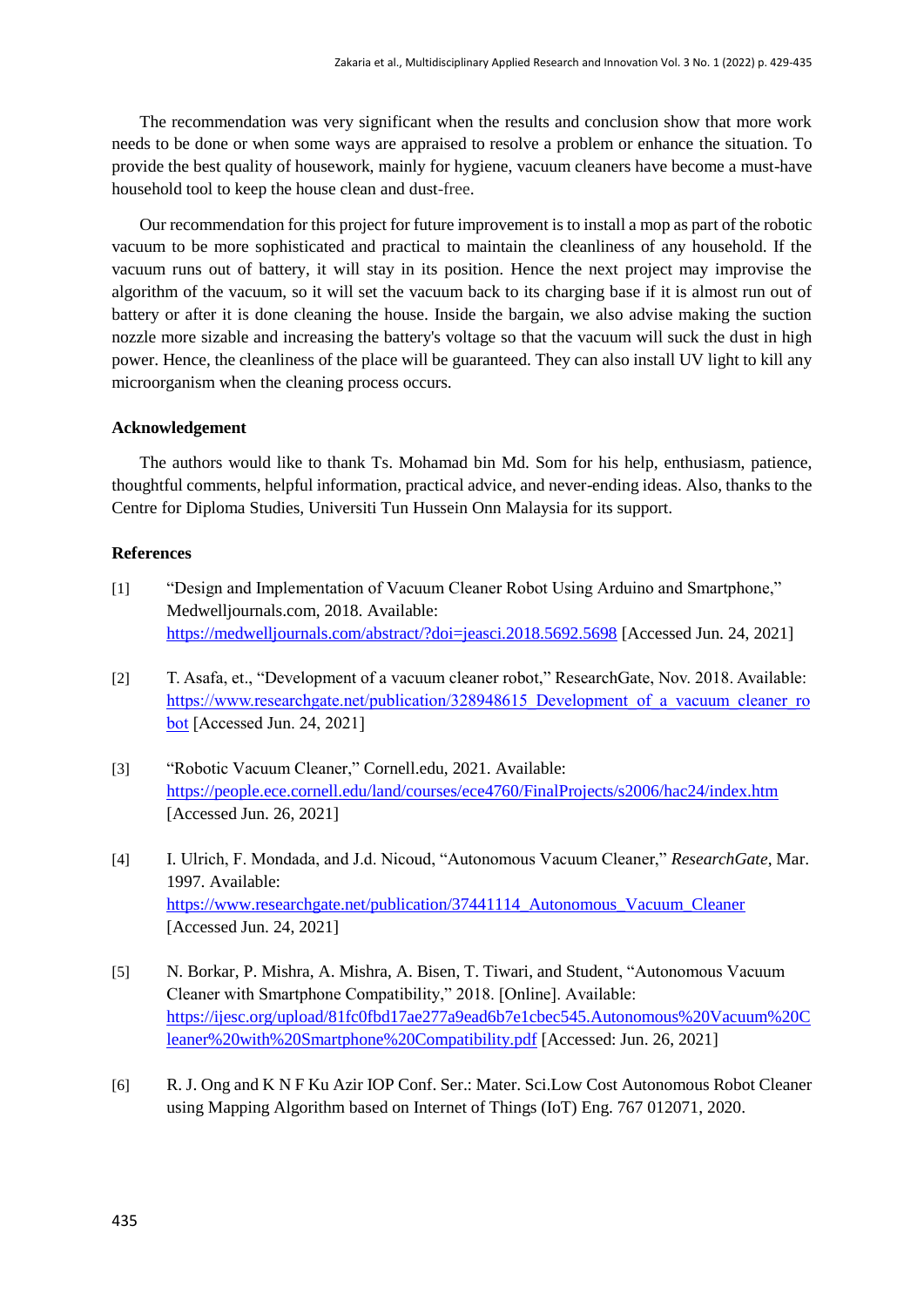The recommendation was very significant when the results and conclusion show that more work needs to be done or when some ways are appraised to resolve a problem or enhance the situation. To provide the best quality of housework, mainly for hygiene, vacuum cleaners have become a must-have household tool to keep the house clean and dust-free.

Our recommendation for this project for future improvement is to install a mop as part of the robotic vacuum to be more sophisticated and practical to maintain the cleanliness of any household. If the vacuum runs out of battery, it will stay in its position. Hence the next project may improvise the algorithm of the vacuum, so it will set the vacuum back to its charging base if it is almost run out of battery or after it is done cleaning the house. Inside the bargain, we also advise making the suction nozzle more sizable and increasing the battery's voltage so that the vacuum will suck the dust in high power. Hence, the cleanliness of the place will be guaranteed. They can also install UV light to kill any microorganism when the cleaning process occurs.

### Acknowledgement

The authors would like to thank Ts. Mohamad bin Md. Som for his help, enthusiasm, patience, thoughtful comments, helpful information, practical advice, and never-ending ideas. Also, thanks to the Centre for Diploma Studies, Universiti Tun Hussein Onn Malaysia for its support.

### References

[1] "Design and Implementation of Vacuum Cleaner Robot Using Arduino and Smartphone," Medwelljournals.com, 2018. Available: https://medwelljournals.com/abstract/?doi=jeasci.2018.5692.5698 [Accessed Jun. 24, 2021]

[2] T. Asafa, et., "Development of a vacuum cleaner robot," ResearchGate, Nov. 2018. Available: https://www.researchgate.net/publication/328948615_Development_of_a_vacuum_cleaner_robot [Accessed Jun. 24, 2021]

[3] "Robotic Vacuum Cleaner," Cornell.edu, 2021. Available: https://people.ece.cornell.edu/land/courses/ece4760/FinalProjects/s2006/hac24/index.htm [Accessed Jun. 26, 2021]

[4] I. Ulrich, F. Mondada, and J.d. Nicoud, "Autonomous Vacuum Cleaner," *ResearchGate*, Mar. 1997. Available: https://www.researchgate.net/publication/37441114_Autonomous_Vacuum_Cleaner [Accessed Jun. 24, 2021]

[5] N. Borkar, P. Mishra, A. Mishra, A. Bisen, T. Tiwari, and Student, "Autonomous Vacuum Cleaner with Smartphone Compatibility," 2018. [Online]. Available: https://ijesc.org/upload/81fc0fbd17ae277a9ead6b7e1cbec545.Autonomous%20Vacuum%20Cleaner%20with%20Smartphone%20Compatibility.pdf [Accessed: Jun. 26, 2021]

[6] R. J. Ong and K N F Ku Azir IOP Conf. Ser.: Mater. Sci.Low Cost Autonomous Robot Cleaner using Mapping Algorithm based on Internet of Things (IoT) Eng. 767 012071, 2020.